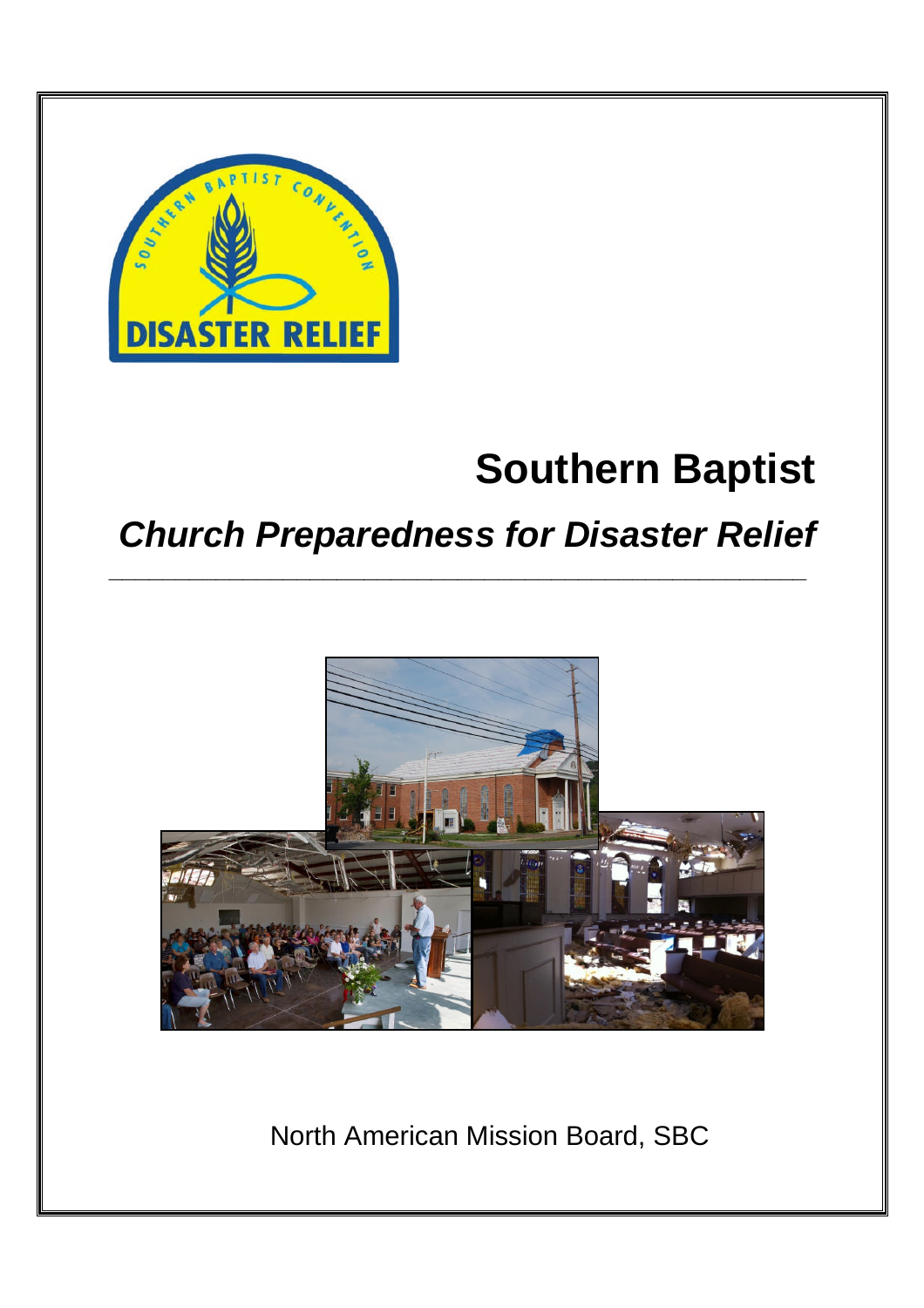# Southern Baptist

## *Church Preparedness for Disaster Relief*

North American Mission Board, SBC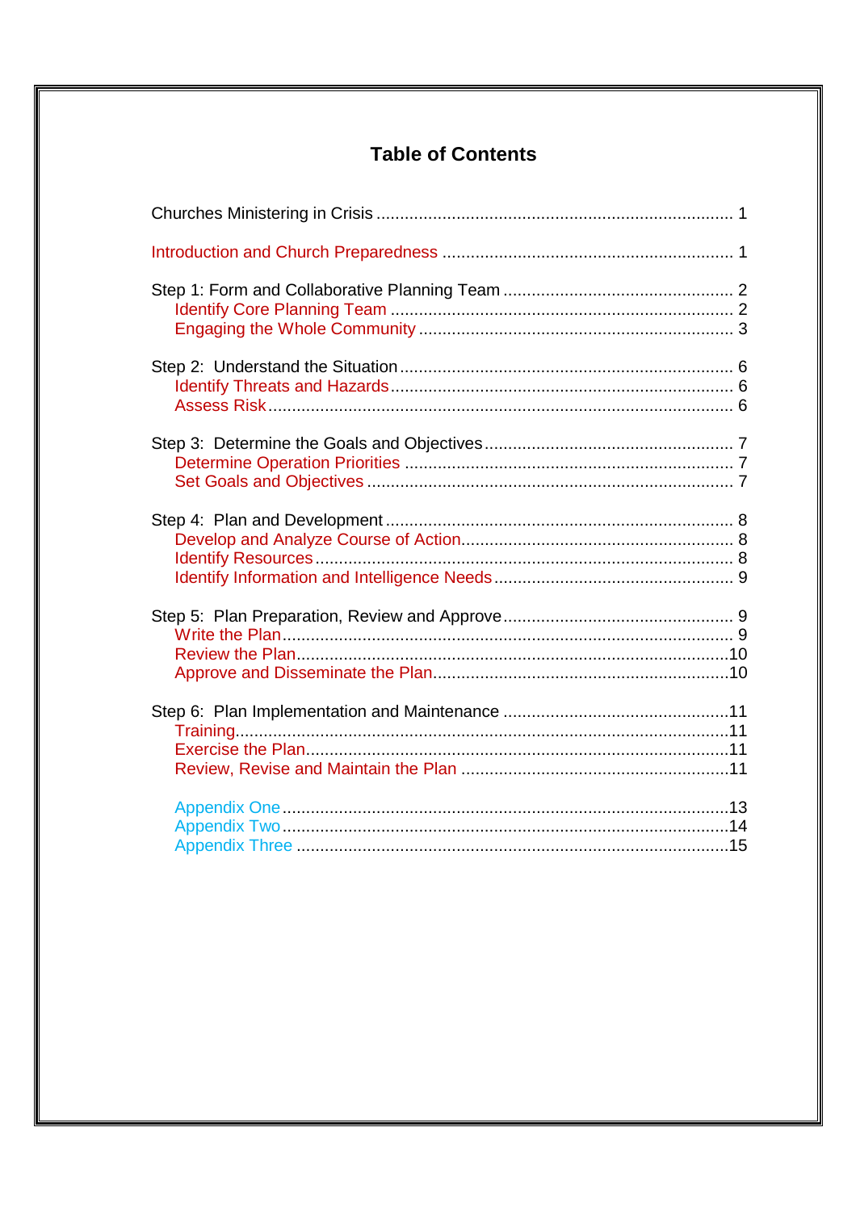# Table of Contents

Churches Ministering in Crisis ........................................................................... 1

Introduction and Church Preparedness ............................................................. 1

Step 1: Form and Collaborative Planning Team ................................................ 2
- Identify Core Planning Team ........................................................................ 2
- Engaging the Whole Community .................................................................. 3

Step 2: Understand the Situation ...................................................................... 6
- Identify Threats and Hazards ........................................................................ 6
- Assess Risk .................................................................................................. 6

Step 3: Determine the Goals and Objectives .................................................... 7
- Determine Operation Priorities ..................................................................... 7
- Set Goals and Objectives ............................................................................. 7

Step 4: Plan and Development ......................................................................... 8
- Develop and Analyze Course of Action ......................................................... 8
- Identify Resources ........................................................................................ 8
- Identify Information and Intelligence Needs .................................................. 9

Step 5: Plan Preparation, Review and Approve ................................................ 9
- Write the Plan ............................................................................................... 9
- Review the Plan ........................................................................................... 10
- Approve and Disseminate the Plan .............................................................. 10

Step 6: Plan Implementation and Maintenance ............................................... 11
- Training ........................................................................................................ 11
- Exercise the Plan .......................................................................................... 11
- Review, Revise and Maintain the Plan ......................................................... 11

- Appendix One .............................................................................................. 13
- Appendix Two .............................................................................................. 14
- Appendix Three ............................................................................................ 15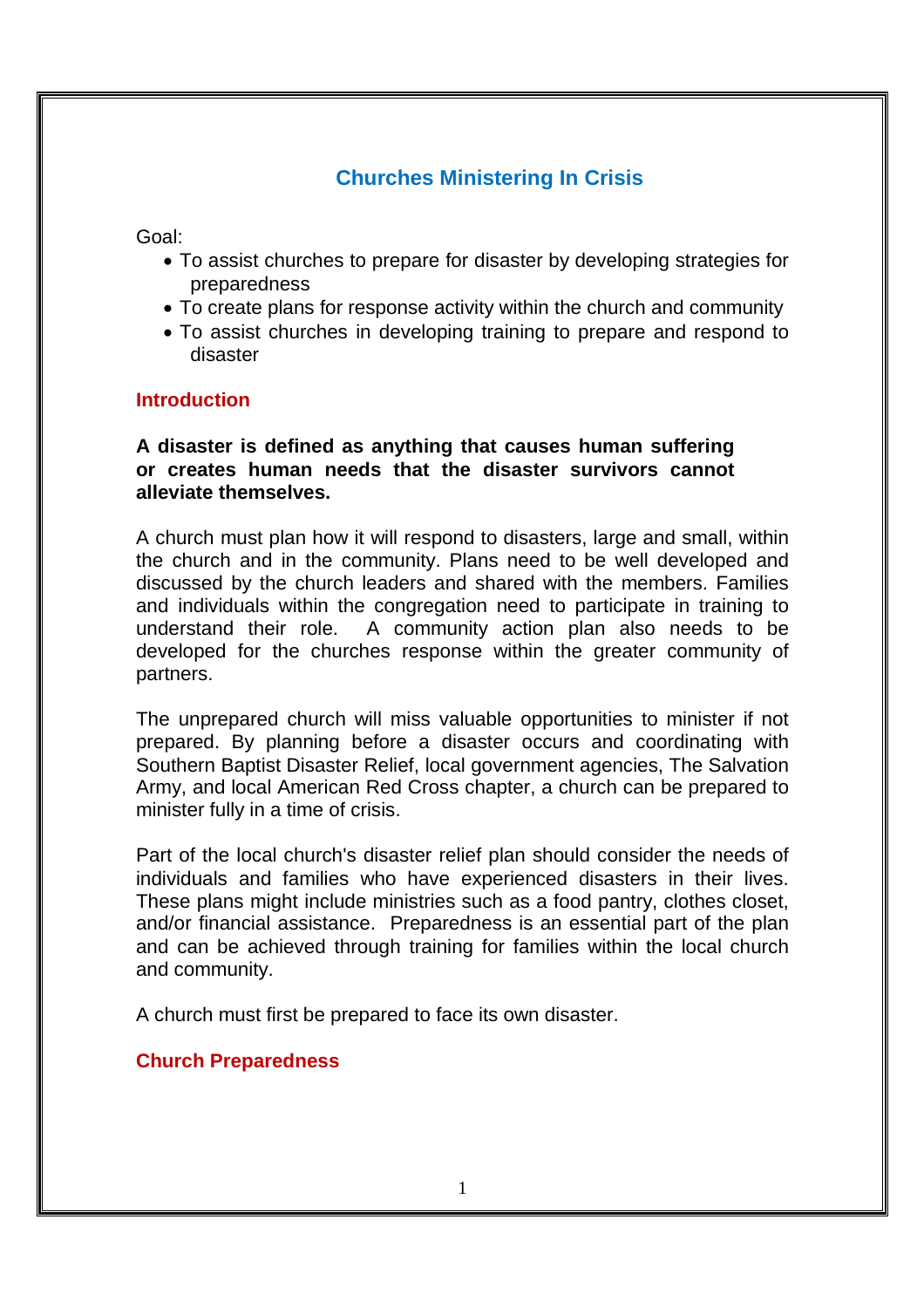# Churches Ministering In Crisis

Goal:

- To assist churches to prepare for disaster by developing strategies for preparedness
- To create plans for response activity within the church and community
- To assist churches in developing training to prepare and respond to disaster

## Introduction

**A disaster is defined as anything that causes human suffering or creates human needs that the disaster survivors cannot alleviate themselves.**

A church must plan how it will respond to disasters, large and small, within the church and in the community. Plans need to be well developed and discussed by the church leaders and shared with the members. Families and individuals within the congregation need to participate in training to understand their role. A community action plan also needs to be developed for the churches response within the greater community of partners.

The unprepared church will miss valuable opportunities to minister if not prepared. By planning before a disaster occurs and coordinating with Southern Baptist Disaster Relief, local government agencies, The Salvation Army, and local American Red Cross chapter, a church can be prepared to minister fully in a time of crisis.

Part of the local church's disaster relief plan should consider the needs of individuals and families who have experienced disasters in their lives. These plans might include ministries such as a food pantry, clothes closet, and/or financial assistance. Preparedness is an essential part of the plan and can be achieved through training for families within the local church and community.

A church must first be prepared to face its own disaster.

## Church Preparedness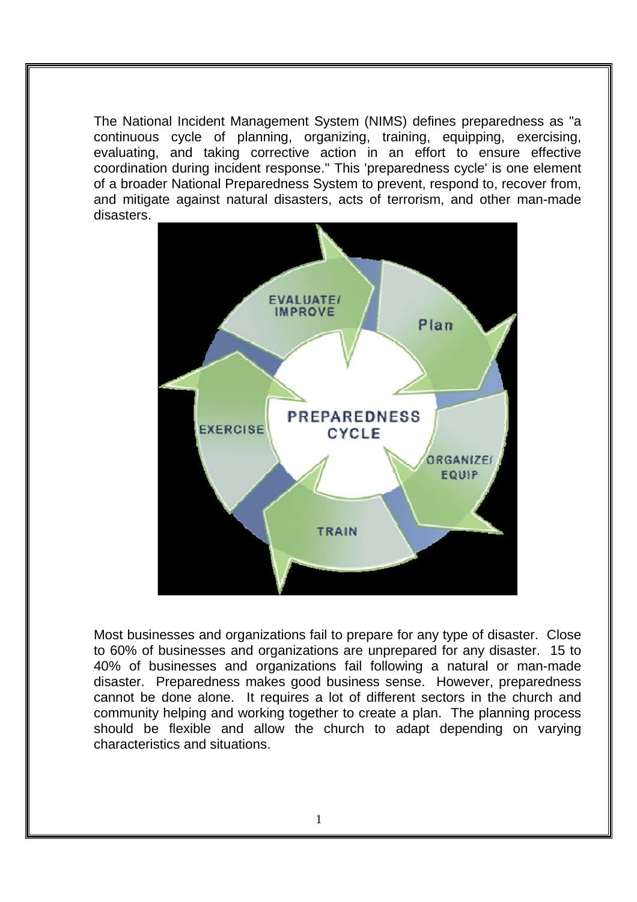The National Incident Management System (NIMS) defines preparedness as "a continuous cycle of planning, organizing, training, equipping, exercising, evaluating, and taking corrective action in an effort to ensure effective coordination during incident response." This 'preparedness cycle' is one element of a broader National Preparedness System to prevent, respond to, recover from, and mitigate against natural disasters, acts of terrorism, and other man-made disasters.

Most businesses and organizations fail to prepare for any type of disaster. Close to 60% of businesses and organizations are unprepared for any disaster. 15 to 40% of businesses and organizations fail following a natural or man-made disaster. Preparedness makes good business sense. However, preparedness cannot be done alone. It requires a lot of different sectors in the church and community helping and working together to create a plan. The planning process should be flexible and allow the church to adapt depending on varying characteristics and situations.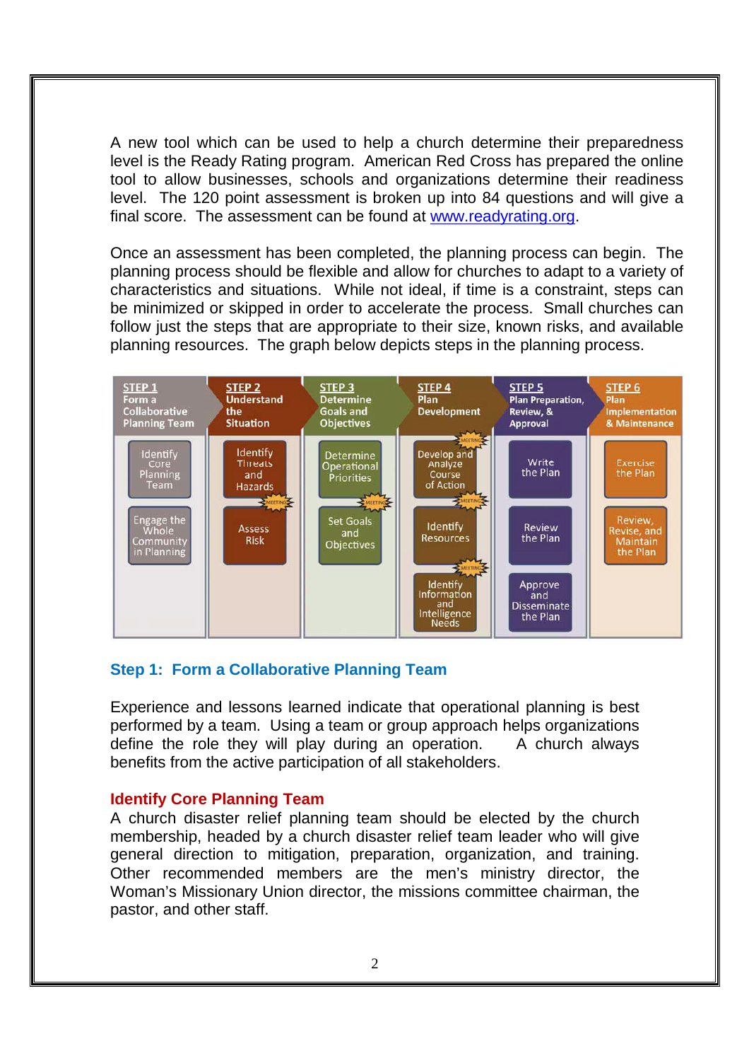A new tool which can be used to help a church determine their preparedness level is the Ready Rating program. American Red Cross has prepared the online tool to allow businesses, schools and organizations determine their readiness level. The 120 point assessment is broken up into 84 questions and will give a final score. The assessment can be found at [www.readyrating.org](http://www.readyrating.org).

Once an assessment has been completed, the planning process can begin. The planning process should be flexible and allow for churches to adapt to a variety of characteristics and situations. While not ideal, if time is a constraint, steps can be minimized or skipped in order to accelerate the process. Small churches can follow just the steps that are appropriate to their size, known risks, and available planning resources. The graph below depicts steps in the planning process.

| STEP 1 Form a Collaborative Planning Team | STEP 2 Understand the Situation | STEP 3 Determine Goals and Objectives | STEP 4 Plan Development | STEP 5 Plan Preparation, Review, & Approval | STEP 6 Plan Implementation & Maintenance |
| --- | --- | --- | --- | --- | --- |
| Identify Core Planning Team | Identify Threats and Hazards | Determine Operational Priorities | Develop and Analyze Course of Action | Write the Plan | Exercise the Plan |
| Engage the Whole Community in Planning | Assess Risk | Set Goals and Objectives | Identify Resources | Review the Plan | Review, Revise, and Maintain the Plan |
| | | | Identify Information and Intelligence Needs | Approve and Disseminate the Plan | |

## Step 1: Form a Collaborative Planning Team

Experience and lessons learned indicate that operational planning is best performed by a team. Using a team or group approach helps organizations define the role they will play during an operation. A church always benefits from the active participation of all stakeholders.

### Identify Core Planning Team

A church disaster relief planning team should be elected by the church membership, headed by a church disaster relief team leader who will give general direction to mitigation, preparation, organization, and training. Other recommended members are the men's ministry director, the Woman's Missionary Union director, the missions committee chairman, the pastor, and other staff.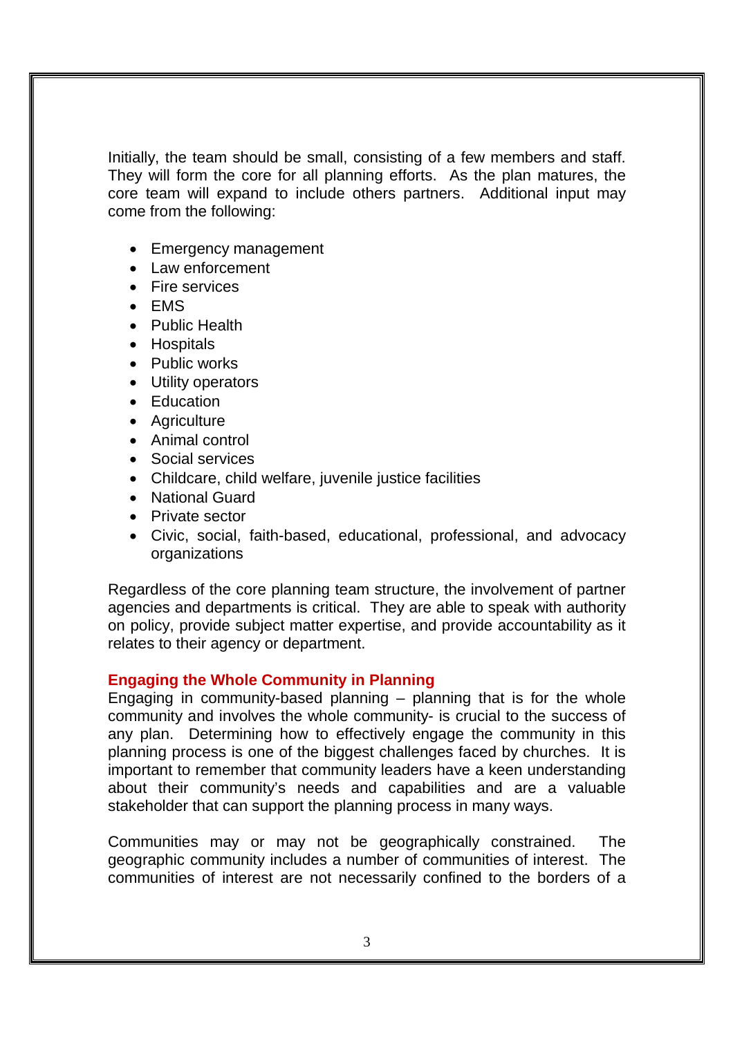Initially, the team should be small, consisting of a few members and staff. They will form the core for all planning efforts. As the plan matures, the core team will expand to include others partners. Additional input may come from the following:

- Emergency management
- Law enforcement
- Fire services
- EMS
- Public Health
- Hospitals
- Public works
- Utility operators
- Education
- Agriculture
- Animal control
- Social services
- Childcare, child welfare, juvenile justice facilities
- National Guard
- Private sector
- Civic, social, faith-based, educational, professional, and advocacy organizations

Regardless of the core planning team structure, the involvement of partner agencies and departments is critical. They are able to speak with authority on policy, provide subject matter expertise, and provide accountability as it relates to their agency or department.

### Engaging the Whole Community in Planning

Engaging in community-based planning – planning that is for the whole community and involves the whole community- is crucial to the success of any plan. Determining how to effectively engage the community in this planning process is one of the biggest challenges faced by churches. It is important to remember that community leaders have a keen understanding about their community's needs and capabilities and are a valuable stakeholder that can support the planning process in many ways.

Communities may or may not be geographically constrained. The geographic community includes a number of communities of interest. The communities of interest are not necessarily confined to the borders of a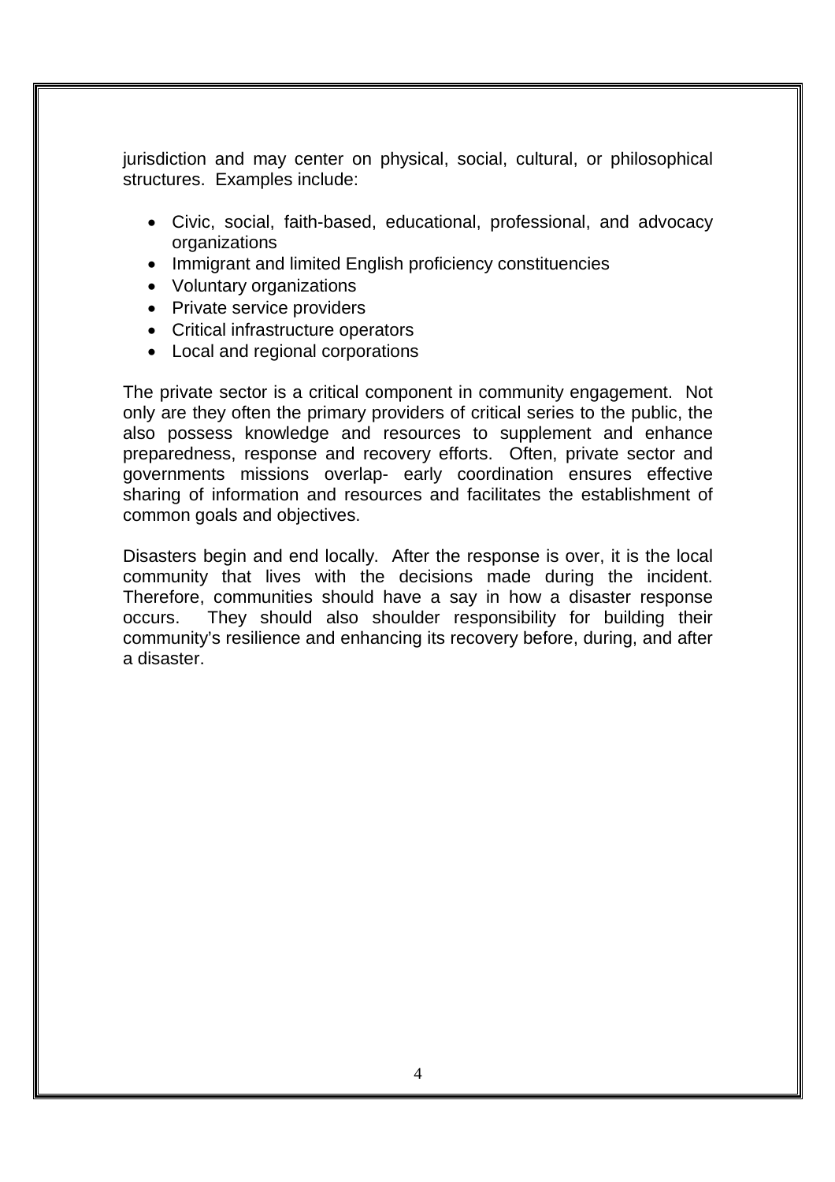jurisdiction and may center on physical, social, cultural, or philosophical structures. Examples include:

- Civic, social, faith-based, educational, professional, and advocacy organizations
- Immigrant and limited English proficiency constituencies
- Voluntary organizations
- Private service providers
- Critical infrastructure operators
- Local and regional corporations

The private sector is a critical component in community engagement. Not only are they often the primary providers of critical series to the public, the also possess knowledge and resources to supplement and enhance preparedness, response and recovery efforts. Often, private sector and governments missions overlap- early coordination ensures effective sharing of information and resources and facilitates the establishment of common goals and objectives.

Disasters begin and end locally. After the response is over, it is the local community that lives with the decisions made during the incident. Therefore, communities should have a say in how a disaster response occurs. They should also shoulder responsibility for building their community's resilience and enhancing its recovery before, during, and after a disaster.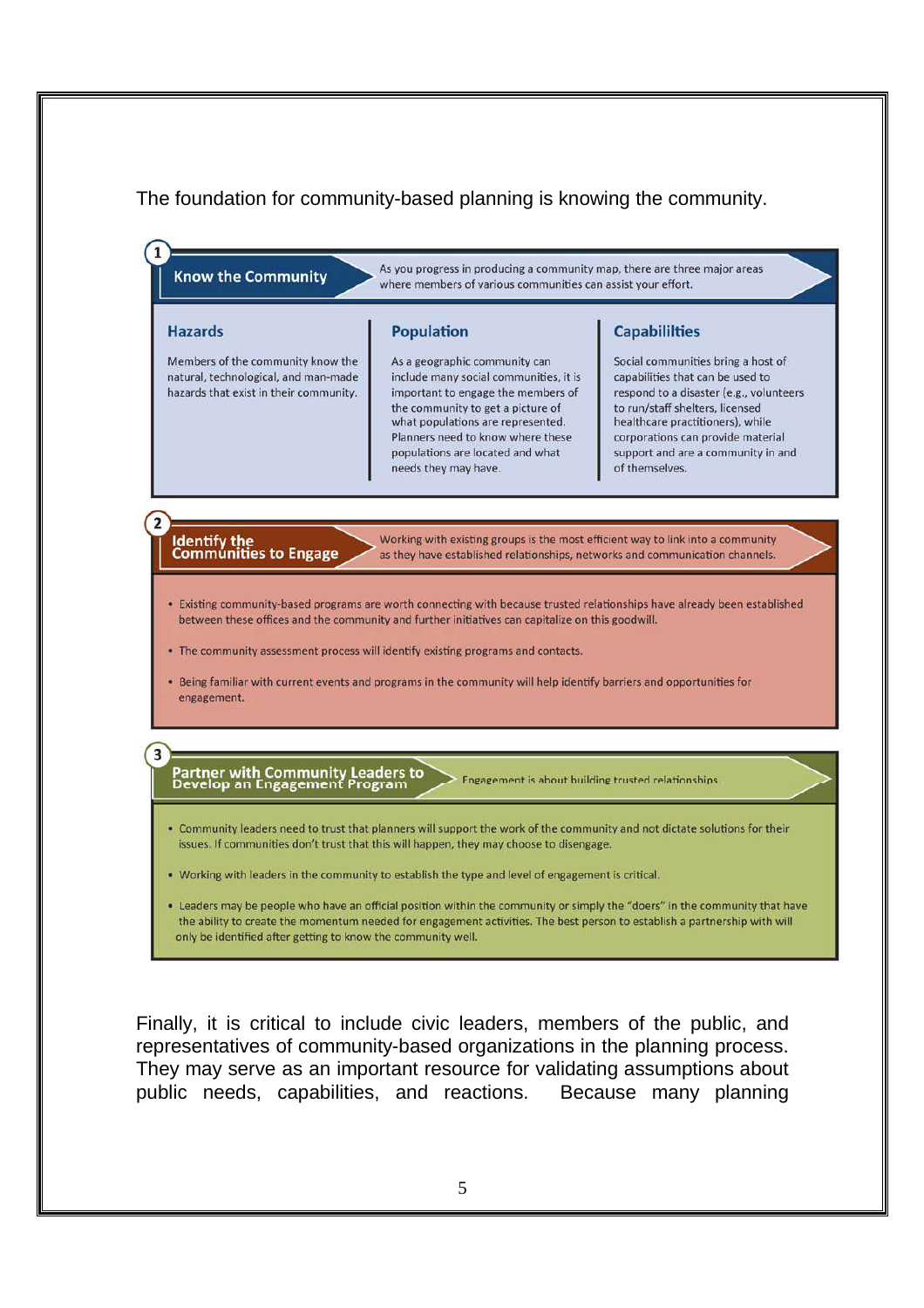The foundation for community-based planning is knowing the community.

### 1 Know the Community

As you progress in producing a community map, there are three major areas where members of various communities can assist your effort.

**Hazards**

Members of the community know the natural, technological, and man-made hazards that exist in their community.

**Population**

As a geographic community can include many social communities, it is important to engage the members of the community to get a picture of what populations are represented. Planners need to know where these populations are located and what needs they may have.

**Capabililties**

Social communities bring a host of capabilities that can be used to respond to a disaster (e.g., volunteers to run/staff shelters, licensed healthcare practitioners), while corporations can provide material support and are a community in and of themselves.

### 2 Identify the Communities to Engage

Working with existing groups is the most efficient way to link into a community as they have established relationships, networks and communication channels.

- Existing community-based programs are worth connecting with because trusted relationships have already been established between these offices and the community and further initiatives can capitalize on this goodwill.
- The community assessment process will identify existing programs and contacts.
- Being familiar with current events and programs in the community will help identify barriers and opportunities for engagement.

### 3 Partner with Community Leaders to Develop an Engagement Program

Engagement is about building trusted relationships

- Community leaders need to trust that planners will support the work of the community and not dictate solutions for their issues. If communities don't trust that this will happen, they may choose to disengage.
- Working with leaders in the community to establish the type and level of engagement is critical.
- Leaders may be people who have an official position within the community or simply the "doers" in the community that have the ability to create the momentum needed for engagement activities. The best person to establish a partnership with will only be identified after getting to know the community well.

Finally, it is critical to include civic leaders, members of the public, and representatives of community-based organizations in the planning process. They may serve as an important resource for validating assumptions about public needs, capabilities, and reactions. Because many planning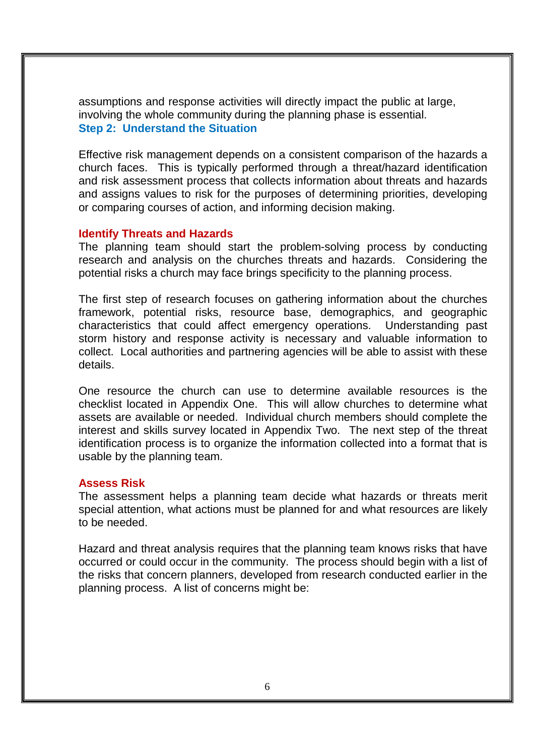assumptions and response activities will directly impact the public at large, involving the whole community during the planning phase is essential.

## Step 2: Understand the Situation

Effective risk management depends on a consistent comparison of the hazards a church faces. This is typically performed through a threat/hazard identification and risk assessment process that collects information about threats and hazards and assigns values to risk for the purposes of determining priorities, developing or comparing courses of action, and informing decision making.

### Identify Threats and Hazards

The planning team should start the problem-solving process by conducting research and analysis on the churches threats and hazards. Considering the potential risks a church may face brings specificity to the planning process.

The first step of research focuses on gathering information about the churches framework, potential risks, resource base, demographics, and geographic characteristics that could affect emergency operations. Understanding past storm history and response activity is necessary and valuable information to collect. Local authorities and partnering agencies will be able to assist with these details.

One resource the church can use to determine available resources is the checklist located in Appendix One. This will allow churches to determine what assets are available or needed. Individual church members should complete the interest and skills survey located in Appendix Two. The next step of the threat identification process is to organize the information collected into a format that is usable by the planning team.

### Assess Risk

The assessment helps a planning team decide what hazards or threats merit special attention, what actions must be planned for and what resources are likely to be needed.

Hazard and threat analysis requires that the planning team knows risks that have occurred or could occur in the community. The process should begin with a list of the risks that concern planners, developed from research conducted earlier in the planning process. A list of concerns might be: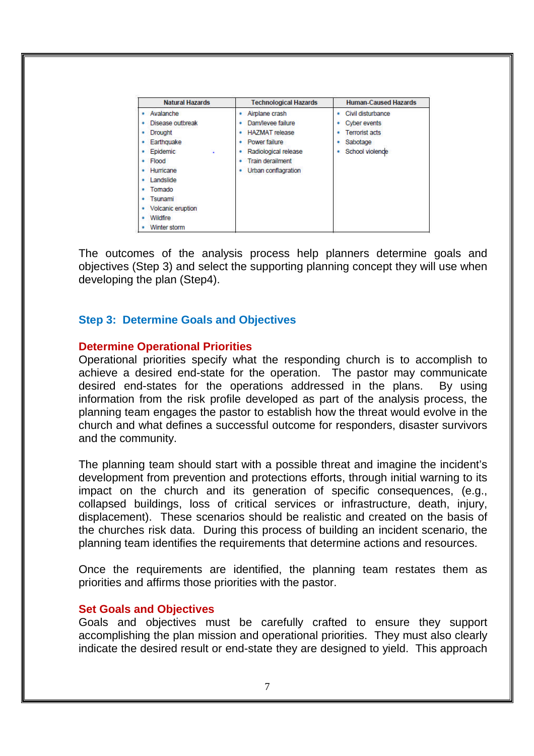| Natural Hazards | Technological Hazards | Human-Caused Hazards |
|---|---|---|
| • Avalanche | • Airplane crash | • Civil disturbance |
| • Disease outbreak | • Dam/levee failure | • Cyber events |
| • Drought | • HAZMAT release | • Terrorist acts |
| • Earthquake | • Power failure | • Sabotage |
| • Epidemic | • Radiological release | • School violence |
| • Flood | • Train derailment | |
| • Hurricane | • Urban conflagration | |
| • Landslide | | |
| • Tornado | | |
| • Tsunami | | |
| • Volcanic eruption | | |
| • Wildfire | | |
| • Winter storm | | |

The outcomes of the analysis process help planners determine goals and objectives (Step 3) and select the supporting planning concept they will use when developing the plan (Step4).

## Step 3: Determine Goals and Objectives

### Determine Operational Priorities

Operational priorities specify what the responding church is to accomplish to achieve a desired end-state for the operation. The pastor may communicate desired end-states for the operations addressed in the plans. By using information from the risk profile developed as part of the analysis process, the planning team engages the pastor to establish how the threat would evolve in the church and what defines a successful outcome for responders, disaster survivors and the community.

The planning team should start with a possible threat and imagine the incident's development from prevention and protections efforts, through initial warning to its impact on the church and its generation of specific consequences, (e.g., collapsed buildings, loss of critical services or infrastructure, death, injury, displacement). These scenarios should be realistic and created on the basis of the churches risk data. During this process of building an incident scenario, the planning team identifies the requirements that determine actions and resources.

Once the requirements are identified, the planning team restates them as priorities and affirms those priorities with the pastor.

### Set Goals and Objectives

Goals and objectives must be carefully crafted to ensure they support accomplishing the plan mission and operational priorities. They must also clearly indicate the desired result or end-state they are designed to yield. This approach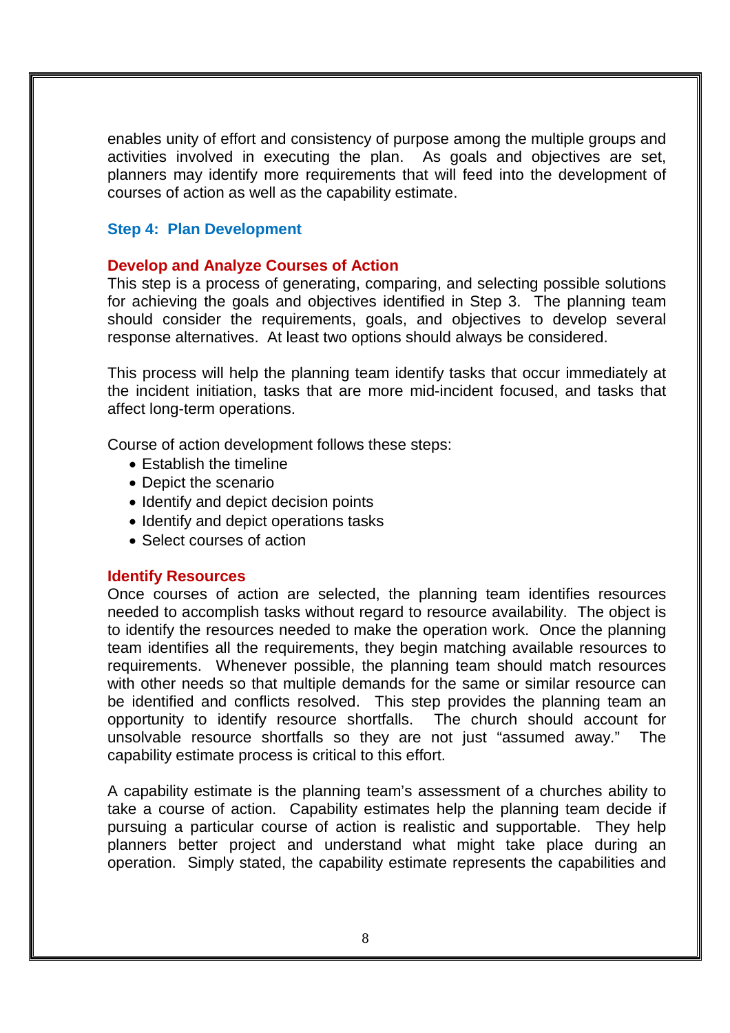enables unity of effort and consistency of purpose among the multiple groups and activities involved in executing the plan. As goals and objectives are set, planners may identify more requirements that will feed into the development of courses of action as well as the capability estimate.

## Step 4: Plan Development

### Develop and Analyze Courses of Action

This step is a process of generating, comparing, and selecting possible solutions for achieving the goals and objectives identified in Step 3. The planning team should consider the requirements, goals, and objectives to develop several response alternatives. At least two options should always be considered.

This process will help the planning team identify tasks that occur immediately at the incident initiation, tasks that are more mid-incident focused, and tasks that affect long-term operations.

Course of action development follows these steps:

- Establish the timeline
- Depict the scenario
- Identify and depict decision points
- Identify and depict operations tasks
- Select courses of action

### Identify Resources

Once courses of action are selected, the planning team identifies resources needed to accomplish tasks without regard to resource availability. The object is to identify the resources needed to make the operation work. Once the planning team identifies all the requirements, they begin matching available resources to requirements. Whenever possible, the planning team should match resources with other needs so that multiple demands for the same or similar resource can be identified and conflicts resolved. This step provides the planning team an opportunity to identify resource shortfalls. The church should account for unsolvable resource shortfalls so they are not just "assumed away." The capability estimate process is critical to this effort.

A capability estimate is the planning team's assessment of a churches ability to take a course of action. Capability estimates help the planning team decide if pursuing a particular course of action is realistic and supportable. They help planners better project and understand what might take place during an operation. Simply stated, the capability estimate represents the capabilities and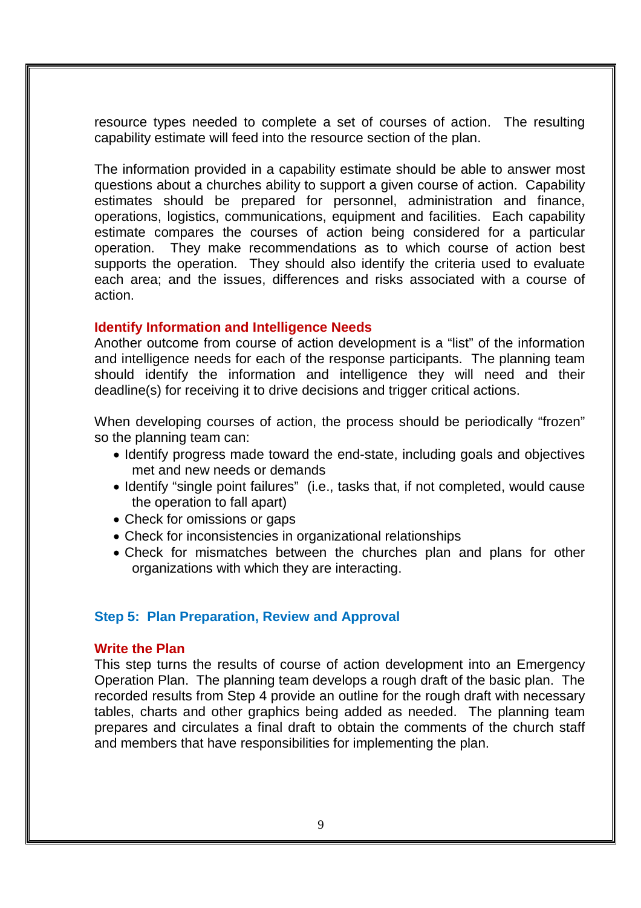resource types needed to complete a set of courses of action. The resulting capability estimate will feed into the resource section of the plan.

The information provided in a capability estimate should be able to answer most questions about a churches ability to support a given course of action. Capability estimates should be prepared for personnel, administration and finance, operations, logistics, communications, equipment and facilities. Each capability estimate compares the courses of action being considered for a particular operation. They make recommendations as to which course of action best supports the operation. They should also identify the criteria used to evaluate each area; and the issues, differences and risks associated with a course of action.

### Identify Information and Intelligence Needs

Another outcome from course of action development is a "list" of the information and intelligence needs for each of the response participants. The planning team should identify the information and intelligence they will need and their deadline(s) for receiving it to drive decisions and trigger critical actions.

When developing courses of action, the process should be periodically "frozen" so the planning team can:

- Identify progress made toward the end-state, including goals and objectives met and new needs or demands
- Identify "single point failures" (i.e., tasks that, if not completed, would cause the operation to fall apart)
- Check for omissions or gaps
- Check for inconsistencies in organizational relationships
- Check for mismatches between the churches plan and plans for other organizations with which they are interacting.

## Step 5: Plan Preparation, Review and Approval

### Write the Plan

This step turns the results of course of action development into an Emergency Operation Plan. The planning team develops a rough draft of the basic plan. The recorded results from Step 4 provide an outline for the rough draft with necessary tables, charts and other graphics being added as needed. The planning team prepares and circulates a final draft to obtain the comments of the church staff and members that have responsibilities for implementing the plan.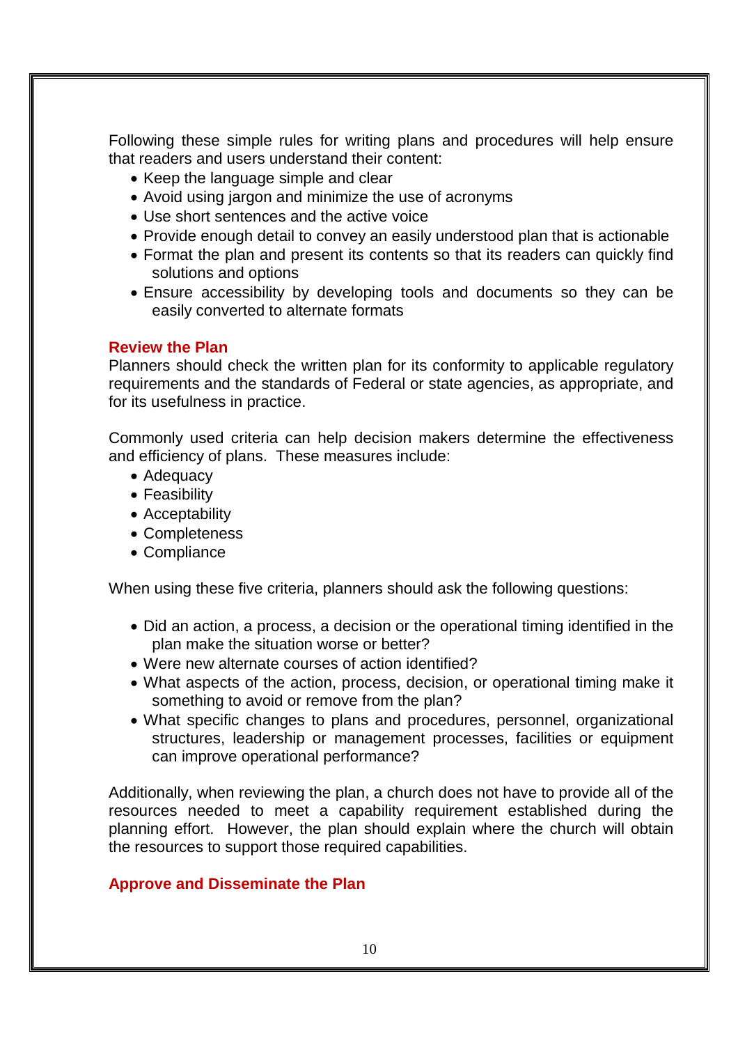Following these simple rules for writing plans and procedures will help ensure that readers and users understand their content:

- Keep the language simple and clear
- Avoid using jargon and minimize the use of acronyms
- Use short sentences and the active voice
- Provide enough detail to convey an easily understood plan that is actionable
- Format the plan and present its contents so that its readers can quickly find solutions and options
- Ensure accessibility by developing tools and documents so they can be easily converted to alternate formats

### Review the Plan

Planners should check the written plan for its conformity to applicable regulatory requirements and the standards of Federal or state agencies, as appropriate, and for its usefulness in practice.

Commonly used criteria can help decision makers determine the effectiveness and efficiency of plans. These measures include:

- Adequacy
- Feasibility
- Acceptability
- Completeness
- Compliance

When using these five criteria, planners should ask the following questions:

- Did an action, a process, a decision or the operational timing identified in the plan make the situation worse or better?
- Were new alternate courses of action identified?
- What aspects of the action, process, decision, or operational timing make it something to avoid or remove from the plan?
- What specific changes to plans and procedures, personnel, organizational structures, leadership or management processes, facilities or equipment can improve operational performance?

Additionally, when reviewing the plan, a church does not have to provide all of the resources needed to meet a capability requirement established during the planning effort. However, the plan should explain where the church will obtain the resources to support those required capabilities.

### Approve and Disseminate the Plan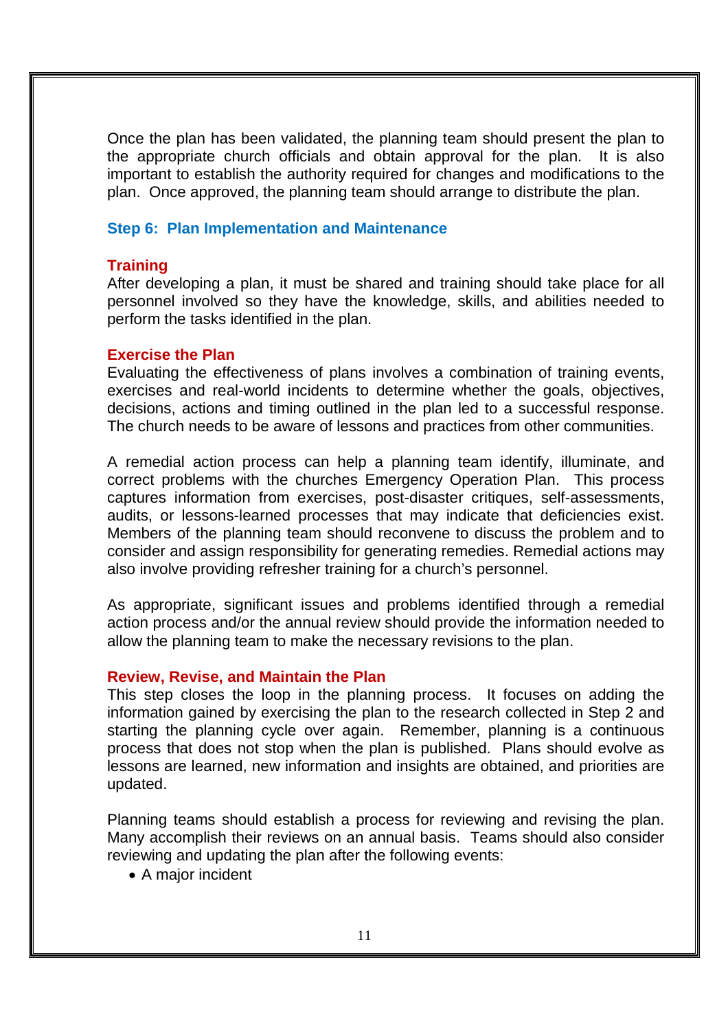Once the plan has been validated, the planning team should present the plan to the appropriate church officials and obtain approval for the plan. It is also important to establish the authority required for changes and modifications to the plan. Once approved, the planning team should arrange to distribute the plan.

## Step 6: Plan Implementation and Maintenance

### Training

After developing a plan, it must be shared and training should take place for all personnel involved so they have the knowledge, skills, and abilities needed to perform the tasks identified in the plan.

### Exercise the Plan

Evaluating the effectiveness of plans involves a combination of training events, exercises and real-world incidents to determine whether the goals, objectives, decisions, actions and timing outlined in the plan led to a successful response. The church needs to be aware of lessons and practices from other communities.

A remedial action process can help a planning team identify, illuminate, and correct problems with the churches Emergency Operation Plan. This process captures information from exercises, post-disaster critiques, self-assessments, audits, or lessons-learned processes that may indicate that deficiencies exist. Members of the planning team should reconvene to discuss the problem and to consider and assign responsibility for generating remedies. Remedial actions may also involve providing refresher training for a church's personnel.

As appropriate, significant issues and problems identified through a remedial action process and/or the annual review should provide the information needed to allow the planning team to make the necessary revisions to the plan.

### Review, Revise, and Maintain the Plan

This step closes the loop in the planning process. It focuses on adding the information gained by exercising the plan to the research collected in Step 2 and starting the planning cycle over again. Remember, planning is a continuous process that does not stop when the plan is published. Plans should evolve as lessons are learned, new information and insights are obtained, and priorities are updated.

Planning teams should establish a process for reviewing and revising the plan. Many accomplish their reviews on an annual basis. Teams should also consider reviewing and updating the plan after the following events:

- A major incident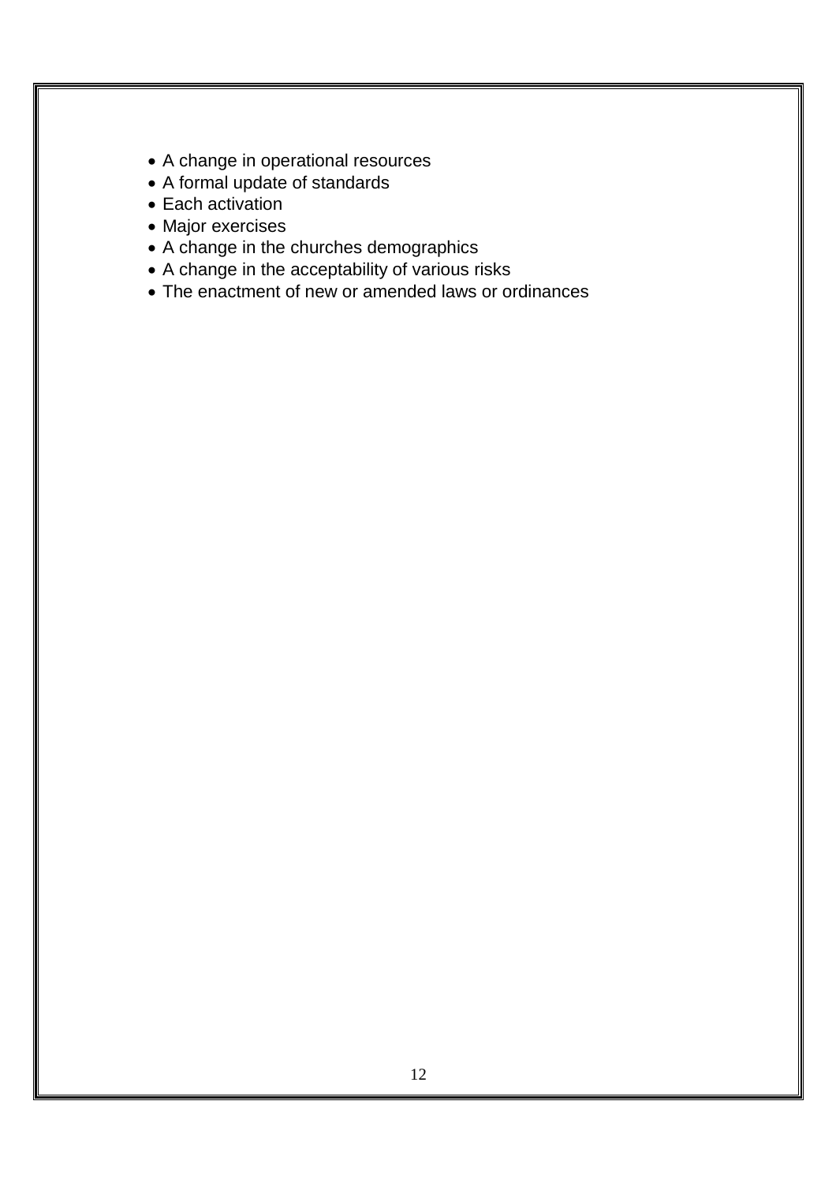- A change in operational resources
- A formal update of standards
- Each activation
- Major exercises
- A change in the churches demographics
- A change in the acceptability of various risks
- The enactment of new or amended laws or ordinances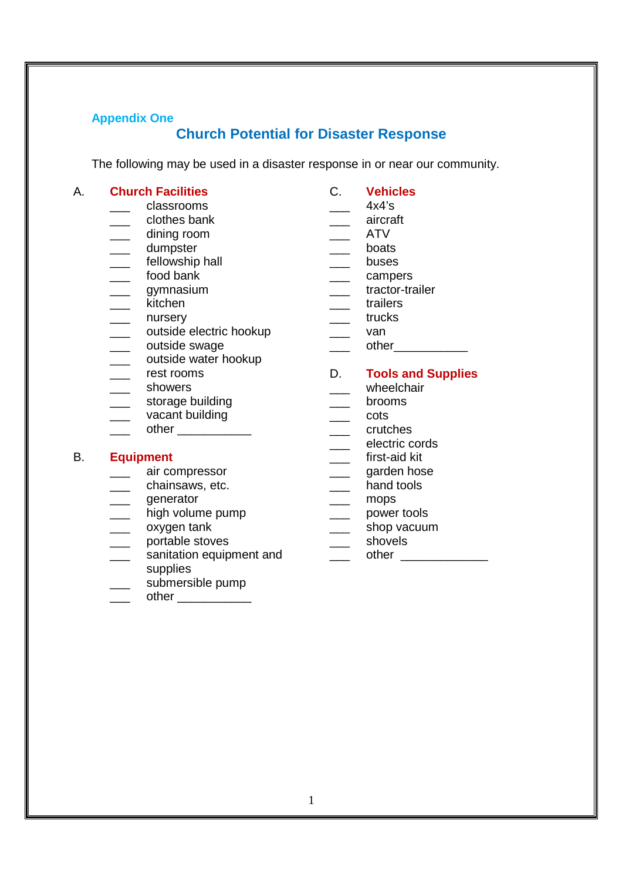Appendix One

## Church Potential for Disaster Response

The following may be used in a disaster response in or near our community.

### A. Church Facilities

- ___ classrooms
- ___ clothes bank
- ___ dining room
- ___ dumpster
- ___ fellowship hall
- ___ food bank
- ___ gymnasium
- ___ kitchen
- ___ nursery
- ___ outside electric hookup
- ___ outside swage
- ___ outside water hookup
- ___ rest rooms
- ___ showers
- ___ storage building
- ___ vacant building
- ___ other ___________

### B. Equipment

- ___ air compressor
- ___ chainsaws, etc.
- ___ generator
- ___ high volume pump
- ___ oxygen tank
- ___ portable stoves
- ___ sanitation equipment and supplies
- ___ submersible pump
- ___ other ___________

### C. Vehicles

- ___ 4x4's
- ___ aircraft
- ___ ATV
- ___ boats
- ___ buses
- ___ campers
- ___ tractor-trailer
- ___ trailers
- ___ trucks
- ___ van
- ___ other___________

### D. Tools and Supplies

- ___ wheelchair
- ___ brooms
- ___ cots
- ___ crutches
- ___ electric cords
- ___ first-aid kit
- ___ garden hose
- ___ hand tools
- ___ mops
- ___ power tools
- ___ shop vacuum
- ___ shovels
- ___ other _____________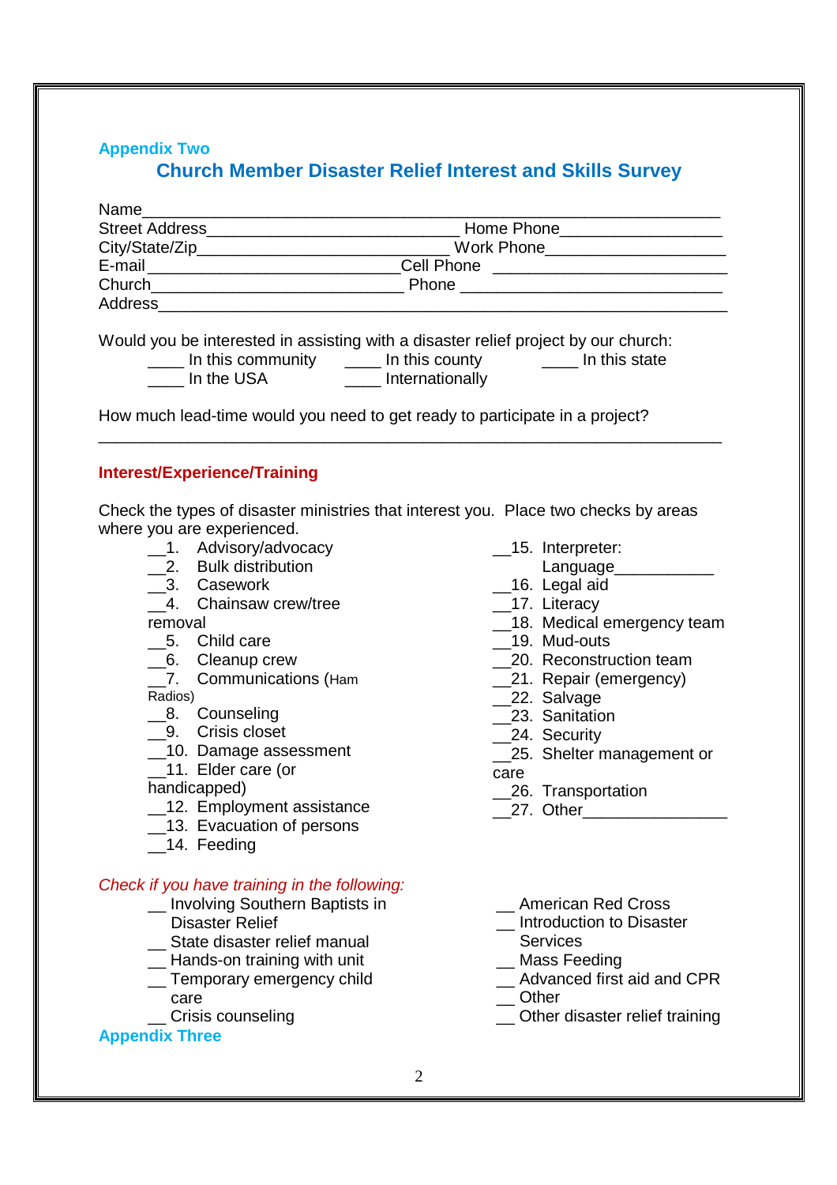Appendix Two

## Church Member Disaster Relief Interest and Skills Survey

Name________________________________________________________________
Street Address____________________________ Home Phone__________________
City/State/Zip____________________________ Work Phone____________________
E-mail____________________________Cell Phone __________________________
Church____________________________ Phone ____________________________
Address_____________________________________________________________

Would you be interested in assisting with a disaster relief project by our church:
____ In this community ____ In this county ____ In this state
____ In the USA ____ Internationally

How much lead-time would you need to get ready to participate in a project?
_____________________________________________________________________

### Interest/Experience/Training

Check the types of disaster ministries that interest you. Place two checks by areas where you are experienced.

__1. Advisory/advocacy
__2. Bulk distribution
__3. Casework
__4. Chainsaw crew/tree removal
__5. Child care
__6. Cleanup crew
__7. Communications (Ham Radios)
__8. Counseling
__9. Crisis closet
__10. Damage assessment
__11. Elder care (or handicapped)
__12. Employment assistance
__13. Evacuation of persons
__14. Feeding
__15. Interpreter: Language___________
__16. Legal aid
__17. Literacy
__18. Medical emergency team
__19. Mud-outs
__20. Reconstruction team
__21. Repair (emergency)
__22. Salvage
__23. Sanitation
__24. Security
__25. Shelter management or care
__26. Transportation
__27. Other________________

*Check if you have training in the following:*

__ Involving Southern Baptists in Disaster Relief
__ State disaster relief manual
__ Hands-on training with unit
__ Temporary emergency child care
__ Crisis counseling
__ American Red Cross
__ Introduction to Disaster Services
__ Mass Feeding
__ Advanced first aid and CPR
__ Other
__ Other disaster relief training

Appendix Three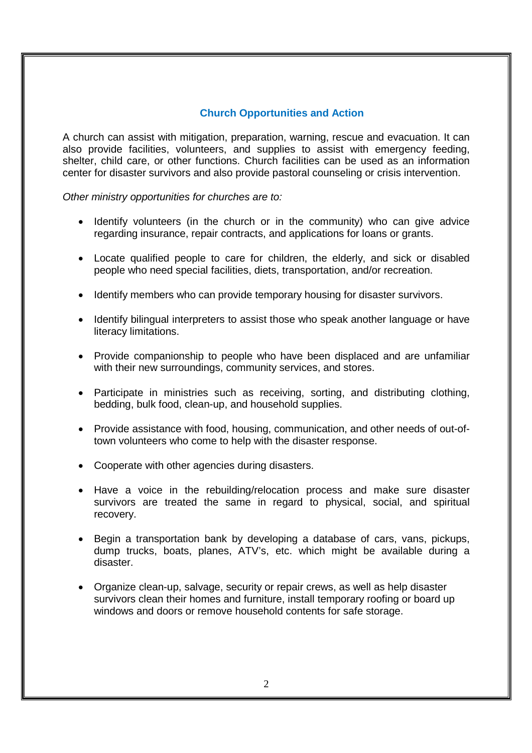## Church Opportunities and Action

A church can assist with mitigation, preparation, warning, rescue and evacuation. It can also provide facilities, volunteers, and supplies to assist with emergency feeding, shelter, child care, or other functions. Church facilities can be used as an information center for disaster survivors and also provide pastoral counseling or crisis intervention.

*Other ministry opportunities for churches are to:*

- Identify volunteers (in the church or in the community) who can give advice regarding insurance, repair contracts, and applications for loans or grants.
- Locate qualified people to care for children, the elderly, and sick or disabled people who need special facilities, diets, transportation, and/or recreation.
- Identify members who can provide temporary housing for disaster survivors.
- Identify bilingual interpreters to assist those who speak another language or have literacy limitations.
- Provide companionship to people who have been displaced and are unfamiliar with their new surroundings, community services, and stores.
- Participate in ministries such as receiving, sorting, and distributing clothing, bedding, bulk food, clean-up, and household supplies.
- Provide assistance with food, housing, communication, and other needs of out-of-town volunteers who come to help with the disaster response.
- Cooperate with other agencies during disasters.
- Have a voice in the rebuilding/relocation process and make sure disaster survivors are treated the same in regard to physical, social, and spiritual recovery.
- Begin a transportation bank by developing a database of cars, vans, pickups, dump trucks, boats, planes, ATV's, etc. which might be available during a disaster.
- Organize clean-up, salvage, security or repair crews, as well as help disaster survivors clean their homes and furniture, install temporary roofing or board up windows and doors or remove household contents for safe storage.